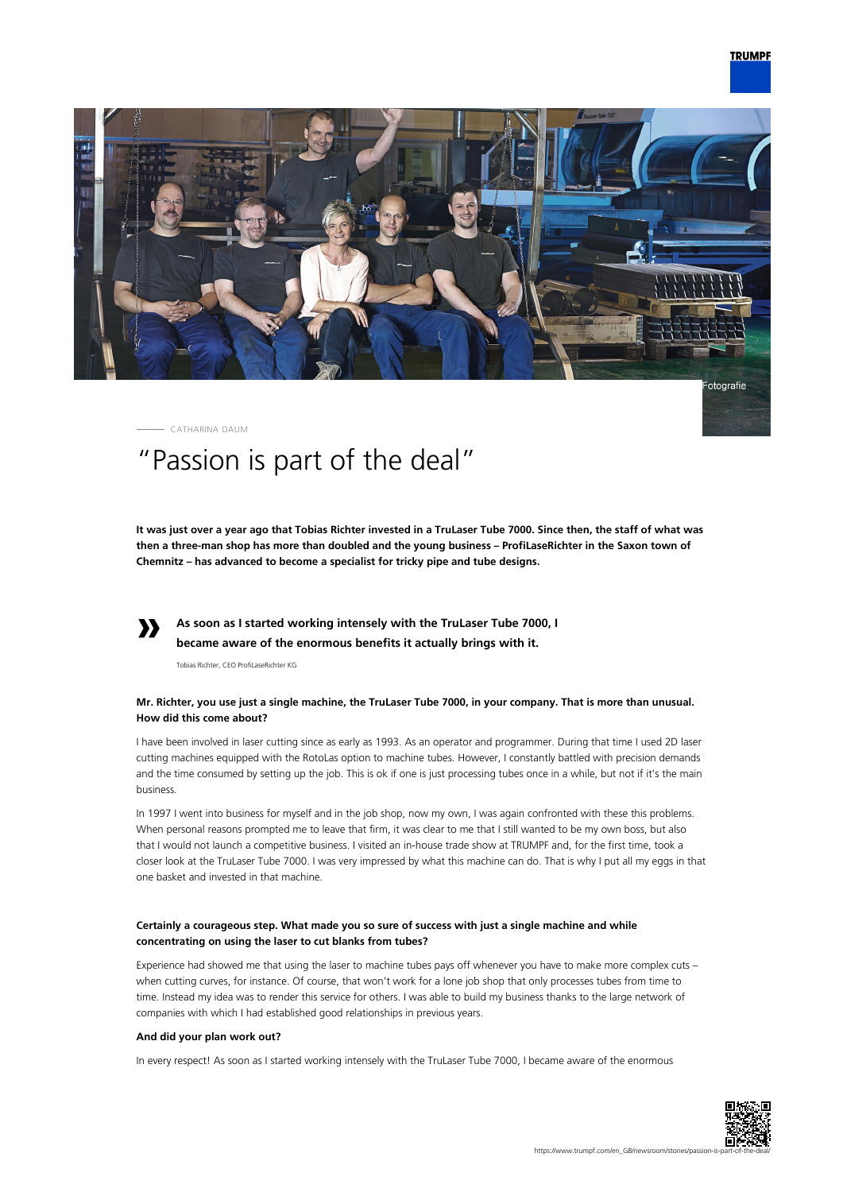CATHARINA DAUM

# "Passion is part of the deal"

**It was just over a year ago that Tobias Richter invested in a TruLaser Tube 7000. Since then, the staff of what was then a three-man shop has more than doubled and the young business – ProfiLaseRichter in the Saxon town of Chemnitz – has advanced to become a specialist for tricky pipe and tube designs.**

> **As soon as I started working intensely with the TruLaser Tube 7000, I became aware of the enormous benefits it actually brings with it.**
>
> Tobias Richter, CEO ProfiLaseRichter KG

**Mr. Richter, you use just a single machine, the TruLaser Tube 7000, in your company. That is more than unusual. How did this come about?**

I have been involved in laser cutting since as early as 1993. As an operator and programmer. During that time I used 2D laser cutting machines equipped with the RotoLas option to machine tubes. However, I constantly battled with precision demands and the time consumed by setting up the job. This is ok if one is just processing tubes once in a while, but not if it's the main business.

In 1997 I went into business for myself and in the job shop, now my own, I was again confronted with these this problems. When personal reasons prompted me to leave that firm, it was clear to me that I still wanted to be my own boss, but also that I would not launch a competitive business. I visited an in-house trade show at TRUMPF and, for the first time, took a closer look at the TruLaser Tube 7000. I was very impressed by what this machine can do. That is why I put all my eggs in that one basket and invested in that machine.

**Certainly a courageous step. What made you so sure of success with just a single machine and while concentrating on using the laser to cut blanks from tubes?**

Experience had showed me that using the laser to machine tubes pays off whenever you have to make more complex cuts – when cutting curves, for instance. Of course, that won't work for a lone job shop that only processes tubes from time to time. Instead my idea was to render this service for others. I was able to build my business thanks to the large network of companies with which I had established good relationships in previous years.

**And did your plan work out?**

In every respect! As soon as I started working intensely with the TruLaser Tube 7000, I became aware of the enormous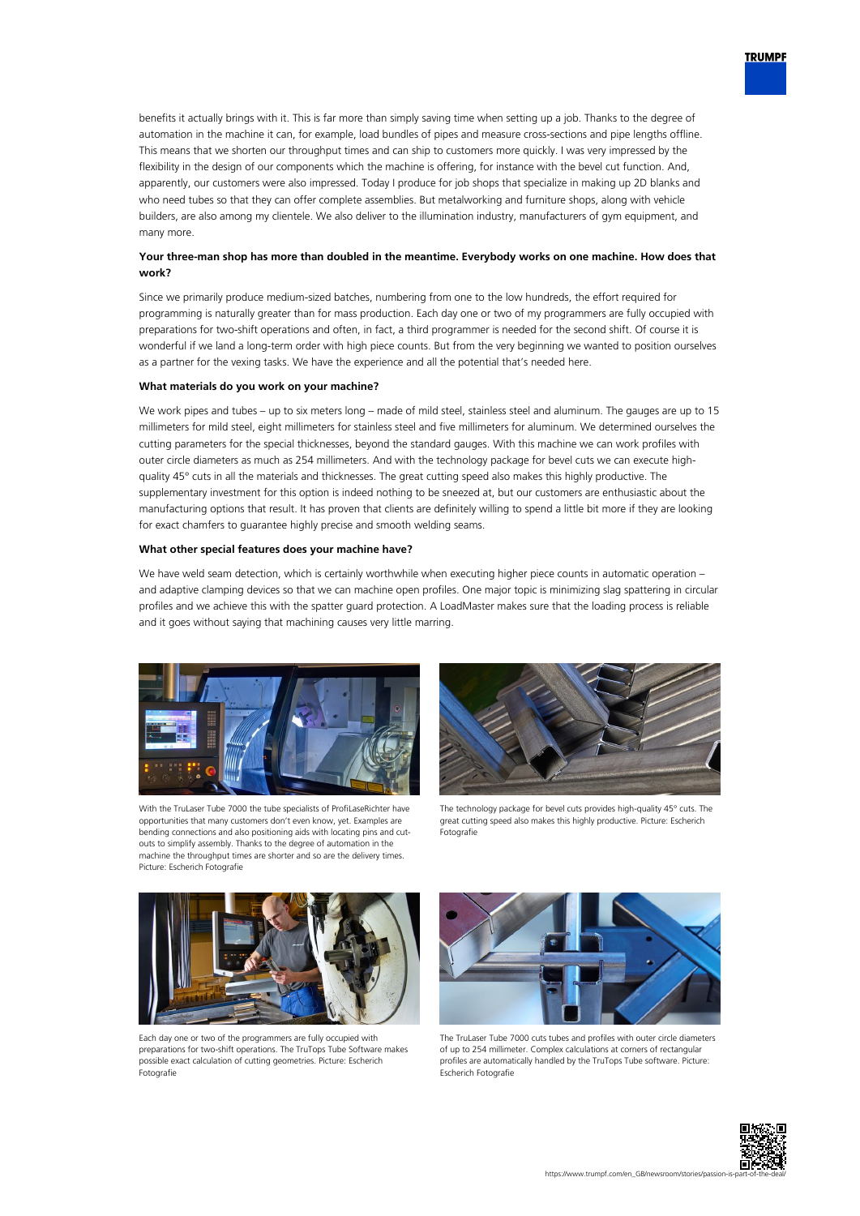benefits it actually brings with it. This is far more than simply saving time when setting up a job. Thanks to the degree of automation in the machine it can, for example, load bundles of pipes and measure cross-sections and pipe lengths offline. This means that we shorten our throughput times and can ship to customers more quickly. I was very impressed by the flexibility in the design of our components which the machine is offering, for instance with the bevel cut function. And, apparently, our customers were also impressed. Today I produce for job shops that specialize in making up 2D blanks and who need tubes so that they can offer complete assemblies. But metalworking and furniture shops, along with vehicle builders, are also among my clientele. We also deliver to the illumination industry, manufacturers of gym equipment, and many more.

**Your three-man shop has more than doubled in the meantime. Everybody works on one machine. How does that work?**

Since we primarily produce medium-sized batches, numbering from one to the low hundreds, the effort required for programming is naturally greater than for mass production. Each day one or two of my programmers are fully occupied with preparations for two-shift operations and often, in fact, a third programmer is needed for the second shift. Of course it is wonderful if we land a long-term order with high piece counts. But from the very beginning we wanted to position ourselves as a partner for the vexing tasks. We have the experience and all the potential that's needed here.

**What materials do you work on your machine?**

We work pipes and tubes – up to six meters long – made of mild steel, stainless steel and aluminum. The gauges are up to 15 millimeters for mild steel, eight millimeters for stainless steel and five millimeters for aluminum. We determined ourselves the cutting parameters for the special thicknesses, beyond the standard gauges. With this machine we can work profiles with outer circle diameters as much as 254 millimeters. And with the technology package for bevel cuts we can execute high-quality 45° cuts in all the materials and thicknesses. The great cutting speed also makes this highly productive. The supplementary investment for this option is indeed nothing to be sneezed at, but our customers are enthusiastic about the manufacturing options that result. It has proven that clients are definitely willing to spend a little bit more if they are looking for exact chamfers to guarantee highly precise and smooth welding seams.

**What other special features does your machine have?**

We have weld seam detection, which is certainly worthwhile when executing higher piece counts in automatic operation – and adaptive clamping devices so that we can machine open profiles. One major topic is minimizing slag spattering in circular profiles and we achieve this with the spatter guard protection. A LoadMaster makes sure that the loading process is reliable and it goes without saying that machining causes very little marring.

With the TruLaser Tube 7000 the tube specialists of ProfiLaseRichter have opportunities that many customers don't even know, yet. Examples are bending connections and also positioning aids with locating pins and cut-outs to simplify assembly. Thanks to the degree of automation in the machine the throughput times are shorter and so are the delivery times. Picture: Escherich Fotografie

The technology package for bevel cuts provides high-quality 45° cuts. The great cutting speed also makes this highly productive. Picture: Escherich Fotografie

Each day one or two of the programmers are fully occupied with preparations for two-shift operations. The TruTops Tube Software makes possible exact calculation of cutting geometries. Picture: Escherich Fotografie

The TruLaser Tube 7000 cuts tubes and profiles with outer circle diameters of up to 254 millimeter. Complex calculations at corners of rectangular profiles are automatically handled by the TruTops Tube software. Picture: Escherich Fotografie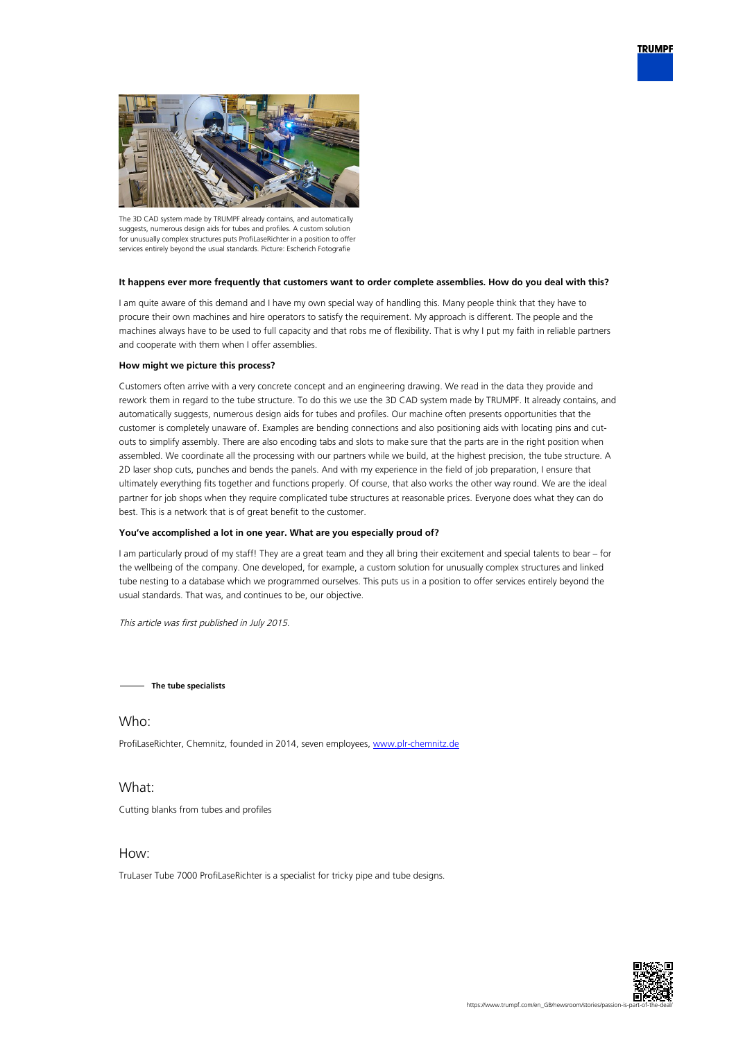The 3D CAD system made by TRUMPF already contains, and automatically suggests, numerous design aids for tubes and profiles. A custom solution for unusually complex structures puts ProfiLaseRichter in a position to offer services entirely beyond the usual standards. Picture: Escherich Fotografie

**It happens ever more frequently that customers want to order complete assemblies. How do you deal with this?**

I am quite aware of this demand and I have my own special way of handling this. Many people think that they have to procure their own machines and hire operators to satisfy the requirement. My approach is different. The people and the machines always have to be used to full capacity and that robs me of flexibility. That is why I put my faith in reliable partners and cooperate with them when I offer assemblies.

**How might we picture this process?**

Customers often arrive with a very concrete concept and an engineering drawing. We read in the data they provide and rework them in regard to the tube structure. To do this we use the 3D CAD system made by TRUMPF. It already contains, and automatically suggests, numerous design aids for tubes and profiles. Our machine often presents opportunities that the customer is completely unaware of. Examples are bending connections and also positioning aids with locating pins and cut-outs to simplify assembly. There are also encoding tabs and slots to make sure that the parts are in the right position when assembled. We coordinate all the processing with our partners while we build, at the highest precision, the tube structure. A 2D laser shop cuts, punches and bends the panels. And with my experience in the field of job preparation, I ensure that ultimately everything fits together and functions properly. Of course, that also works the other way round. We are the ideal partner for job shops when they require complicated tube structures at reasonable prices. Everyone does what they can do best. This is a network that is of great benefit to the customer.

**You've accomplished a lot in one year. What are you especially proud of?**

I am particularly proud of my staff! They are a great team and they all bring their excitement and special talents to bear – for the wellbeing of the company. One developed, for example, a custom solution for unusually complex structures and linked tube nesting to a database which we programmed ourselves. This puts us in a position to offer services entirely beyond the usual standards. That was, and continues to be, our objective.

*This article was first published in July 2015.*

**The tube specialists**

## Who:

ProfiLaseRichter, Chemnitz, founded in 2014, seven employees, [www.plr-chemnitz.de](www.plr-chemnitz.de)

## What:

Cutting blanks from tubes and profiles

## How:

TruLaser Tube 7000 ProfiLaseRichter is a specialist for tricky pipe and tube designs.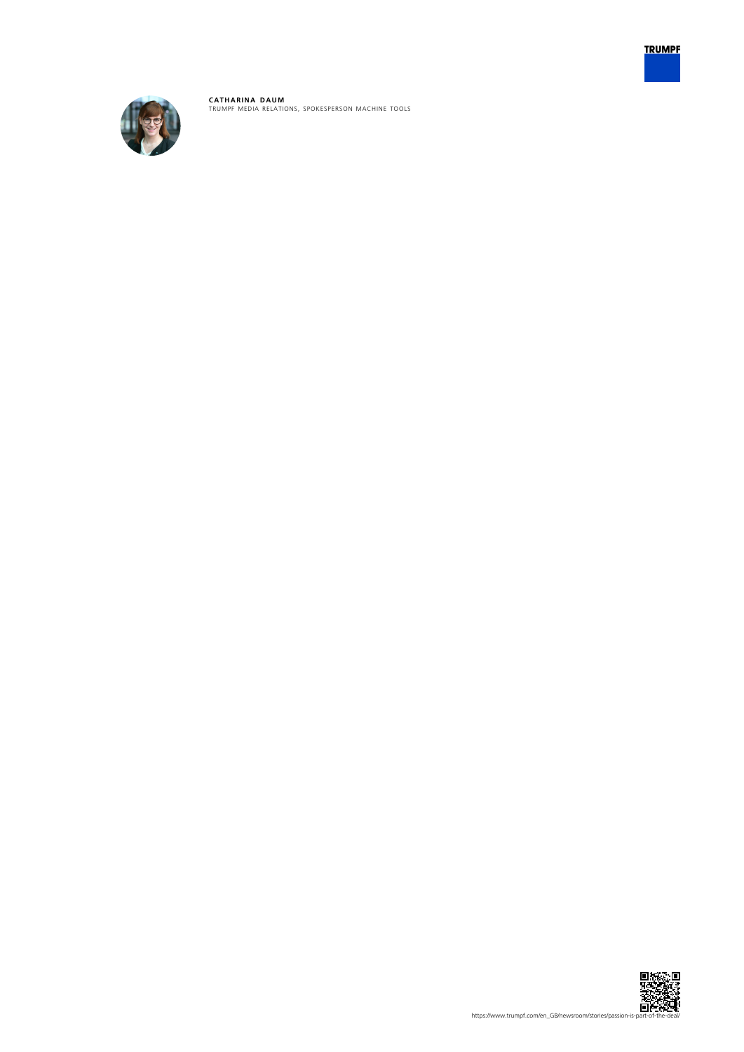**CATHARINA DAUM**
TRUMPF MEDIA RELATIONS, SPOKESPERSON MACHINE TOOLS

https://www.trumpf.com/en_GB/newsroom/stories/passion-is-part-of-the-deal/